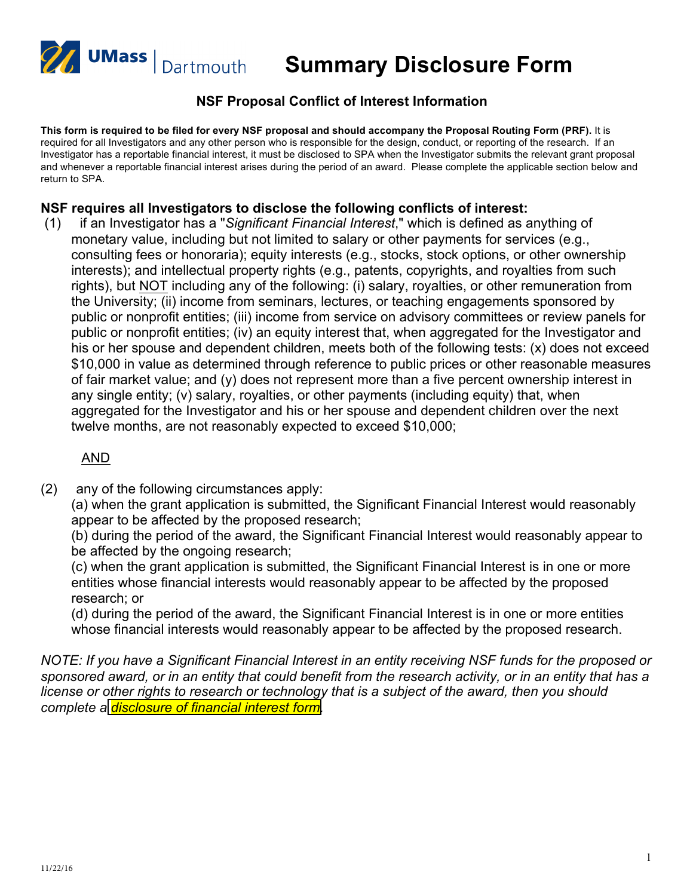# Summary Disclosure Form

## NSF Proposal Conflict of Interest Information

**This form is required to be filed for every NSF proposal and should accompany the Proposal Routing Form (PRF).** It is required for all Investigators and any other person who is responsible for the design, conduct, or reporting of the research. If an Investigator has a reportable financial interest, it must be disclosed to SPA when the Investigator submits the relevant grant proposal and whenever a reportable financial interest arises during the period of an award. Please complete the applicable section below and return to SPA.

### NSF requires all Investigators to disclose the following conflicts of interest:

(1) if an Investigator has a "*Significant Financial Interest*," which is defined as anything of monetary value, including but not limited to salary or other payments for services (e.g., consulting fees or honoraria); equity interests (e.g., stocks, stock options, or other ownership interests); and intellectual property rights (e.g., patents, copyrights, and royalties from such rights), but NOT including any of the following: (i) salary, royalties, or other remuneration from the University; (ii) income from seminars, lectures, or teaching engagements sponsored by public or nonprofit entities; (iii) income from service on advisory committees or review panels for public or nonprofit entities; (iv) an equity interest that, when aggregated for the Investigator and his or her spouse and dependent children, meets both of the following tests: (x) does not exceed $10,000 in value as determined through reference to public prices or other reasonable measures of fair market value; and (y) does not represent more than a five percent ownership interest in any single entity; (v) salary, royalties, or other payments (including equity) that, when aggregated for the Investigator and his or her spouse and dependent children over the next twelve months, are not reasonably expected to exceed $10,000;

AND

(2) any of the following circumstances apply:
(a) when the grant application is submitted, the Significant Financial Interest would reasonably appear to be affected by the proposed research;
(b) during the period of the award, the Significant Financial Interest would reasonably appear to be affected by the ongoing research;
(c) when the grant application is submitted, the Significant Financial Interest is in one or more entities whose financial interests would reasonably appear to be affected by the proposed research; or
(d) during the period of the award, the Significant Financial Interest is in one or more entities whose financial interests would reasonably appear to be affected by the proposed research.

*NOTE: If you have a Significant Financial Interest in an entity receiving NSF funds for the proposed or sponsored award, or in an entity that could benefit from the research activity, or in an entity that has a license or other rights to research or technology that is a subject of the award, then you should complete a disclosure of financial interest form.*

11/22/16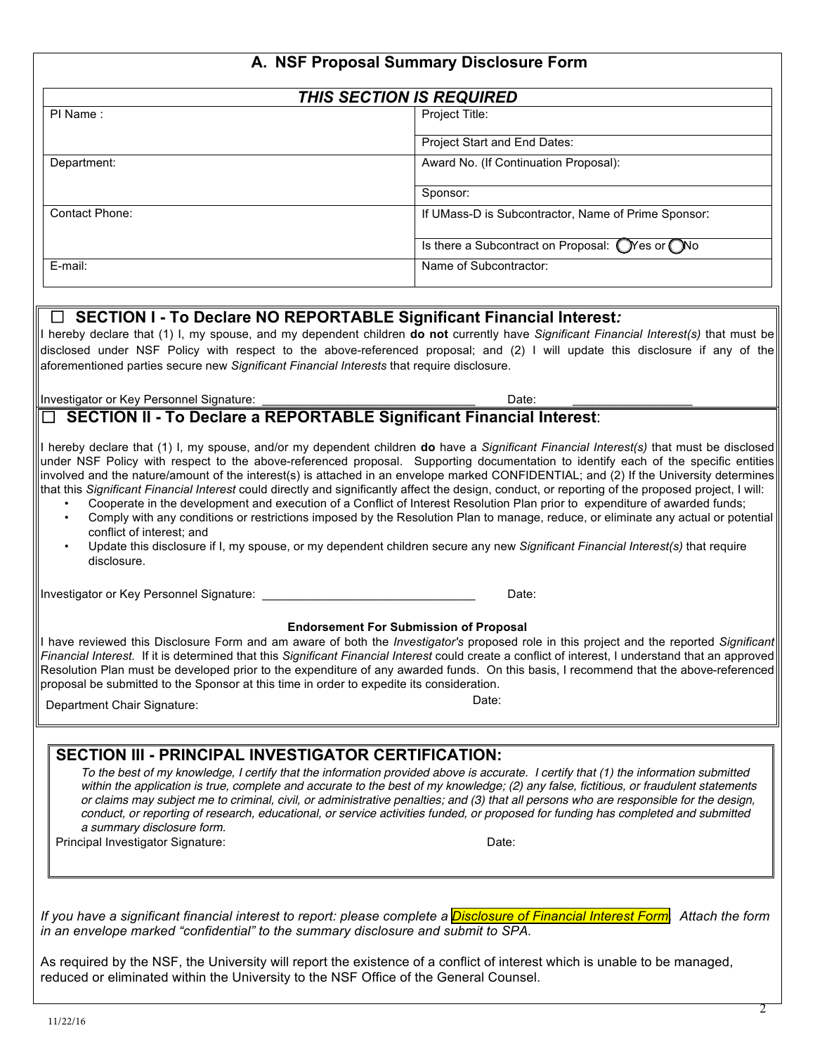## A. NSF Proposal Summary Disclosure Form

| THIS SECTION IS REQUIRED | |
|---|---|
| PI Name : | Project Title: |
| | Project Start and End Dates: |
| Department: | Award No. (If Continuation Proposal): |
| | Sponsor: |
| Contact Phone: | If UMass-D is Subcontractor, Name of Prime Sponsor: |
| | Is there a Subcontract on Proposal: ◯ Yes or ◯ No |
| E-mail: | Name of Subcontractor: |

### ☐ SECTION I - To Declare NO REPORTABLE Significant Financial Interest*:*

I hereby declare that (1) I, my spouse, and my dependent children **do not** currently have *Significant Financial Interest(s)* that must be disclosed under NSF Policy with respect to the above-referenced proposal; and (2) I will update this disclosure if any of the aforementioned parties secure new *Significant Financial Interests* that require disclosure.

Investigator or Key Personnel Signature: ________________________________ Date: __________________

### ☐ SECTION II - To Declare a REPORTABLE Significant Financial Interest:

I hereby declare that (1) I, my spouse, and/or my dependent children **do** have a *Significant Financial Interest(s)* that must be disclosed under NSF Policy with respect to the above-referenced proposal. Supporting documentation to identify each of the specific entities involved and the nature/amount of the interest(s) is attached in an envelope marked CONFIDENTIAL; and (2) If the University determines that this *Significant Financial Interest* could directly and significantly affect the design, conduct, or reporting of the proposed project, I will:

- Cooperate in the development and execution of a Conflict of Interest Resolution Plan prior to expenditure of awarded funds;
- Comply with any conditions or restrictions imposed by the Resolution Plan to manage, reduce, or eliminate any actual or potential conflict of interest; and
- Update this disclosure if I, my spouse, or my dependent children secure any new *Significant Financial Interest(s)* that require disclosure.

Investigator or Key Personnel Signature: ________________________________ Date:

**Endorsement For Submission of Proposal**

I have reviewed this Disclosure Form and am aware of both the *Investigator's* proposed role in this project and the reported *Significant Financial Interest.* If it is determined that this *Significant Financial Interest* could create a conflict of interest, I understand that an approved Resolution Plan must be developed prior to the expenditure of any awarded funds. On this basis, I recommend that the above-referenced proposal be submitted to the Sponsor at this time in order to expedite its consideration.

Department Chair Signature: Date:

### SECTION III - PRINCIPAL INVESTIGATOR CERTIFICATION:

*To the best of my knowledge, I certify that the information provided above is accurate. I certify that (1) the information submitted within the application is true, complete and accurate to the best of my knowledge; (2) any false, fictitious, or fraudulent statements or claims may subject me to criminal, civil, or administrative penalties; and (3) that all persons who are responsible for the design, conduct, or reporting of research, educational, or service activities funded, or proposed for funding has completed and submitted a summary disclosure form.*

Principal Investigator Signature: Date:

*If you have a significant financial interest to report: please complete a Disclosure of Financial Interest Form. Attach the form in an envelope marked "confidential" to the summary disclosure and submit to SPA.*

As required by the NSF, the University will report the existence of a conflict of interest which is unable to be managed, reduced or eliminated within the University to the NSF Office of the General Counsel.

11/22/16